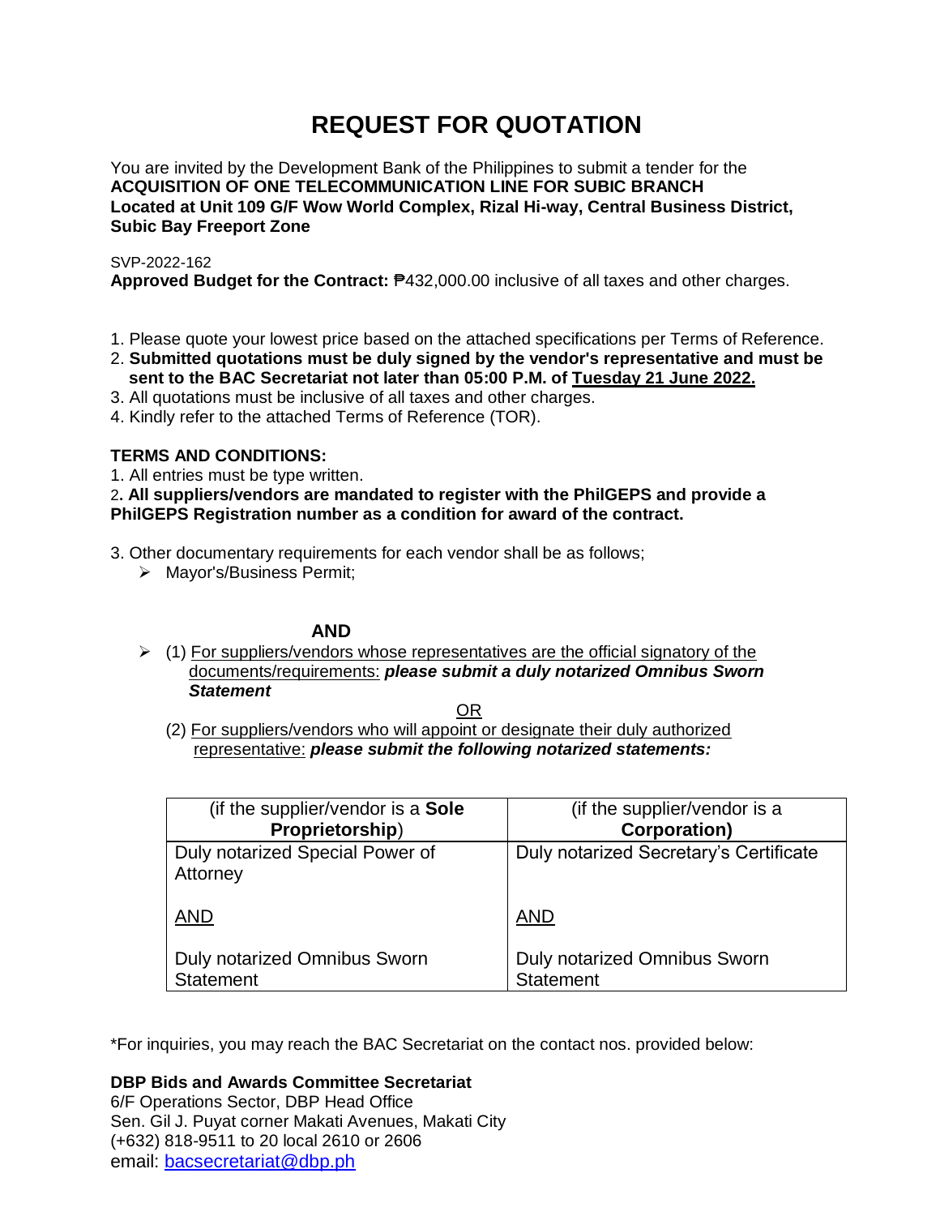# REQUEST FOR QUOTATION

You are invited by the Development Bank of the Philippines to submit a tender for the **ACQUISITION OF ONE TELECOMMUNICATION LINE FOR SUBIC BRANCH Located at Unit 109 G/F Wow World Complex, Rizal Hi-way, Central Business District, Subic Bay Freeport Zone**

SVP-2022-162

**Approved Budget for the Contract:** ₱432,000.00 inclusive of all taxes and other charges.

1. Please quote your lowest price based on the attached specifications per Terms of Reference.
2. **Submitted quotations must be duly signed by the vendor's representative and must be sent to the BAC Secretariat not later than 05:00 P.M. of <u>Tuesday 21 June 2022.</u>**
3. All quotations must be inclusive of all taxes and other charges.
4. Kindly refer to the attached Terms of Reference (TOR).

**TERMS AND CONDITIONS:**

1. All entries must be type written.
2. **All suppliers/vendors are mandated to register with the PhilGEPS and provide a PhilGEPS Registration number as a condition for award of the contract.**
3. Other documentary requirements for each vendor shall be as follows;
   - Mayor's/Business Permit;

**AND**

- (1) <u>For suppliers/vendors whose representatives are the official signatory of the documents/requirements:</u> ***please submit a duly notarized Omnibus Sworn Statement***

  <u>OR</u>

  (2) <u>For suppliers/vendors who will appoint or designate their duly authorized representative:</u> ***please submit the following notarized statements:***

| (if the supplier/vendor is a **Sole Proprietorship**) | (if the supplier/vendor is a **Corporation)** |
|---|---|
| Duly notarized Special Power of Attorney<br><br><u>AND</u><br><br>Duly notarized Omnibus Sworn Statement | Duly notarized Secretary's Certificate<br><br><u>AND</u><br><br>Duly notarized Omnibus Sworn Statement |

*For inquiries, you may reach the BAC Secretariat on the contact nos. provided below:

**DBP Bids and Awards Committee Secretariat**
6/F Operations Sector, DBP Head Office
Sen. Gil J. Puyat corner Makati Avenues, Makati City
(+632) 818-9511 to 20 local 2610 or 2606
email: bacsecretariat@dbp.ph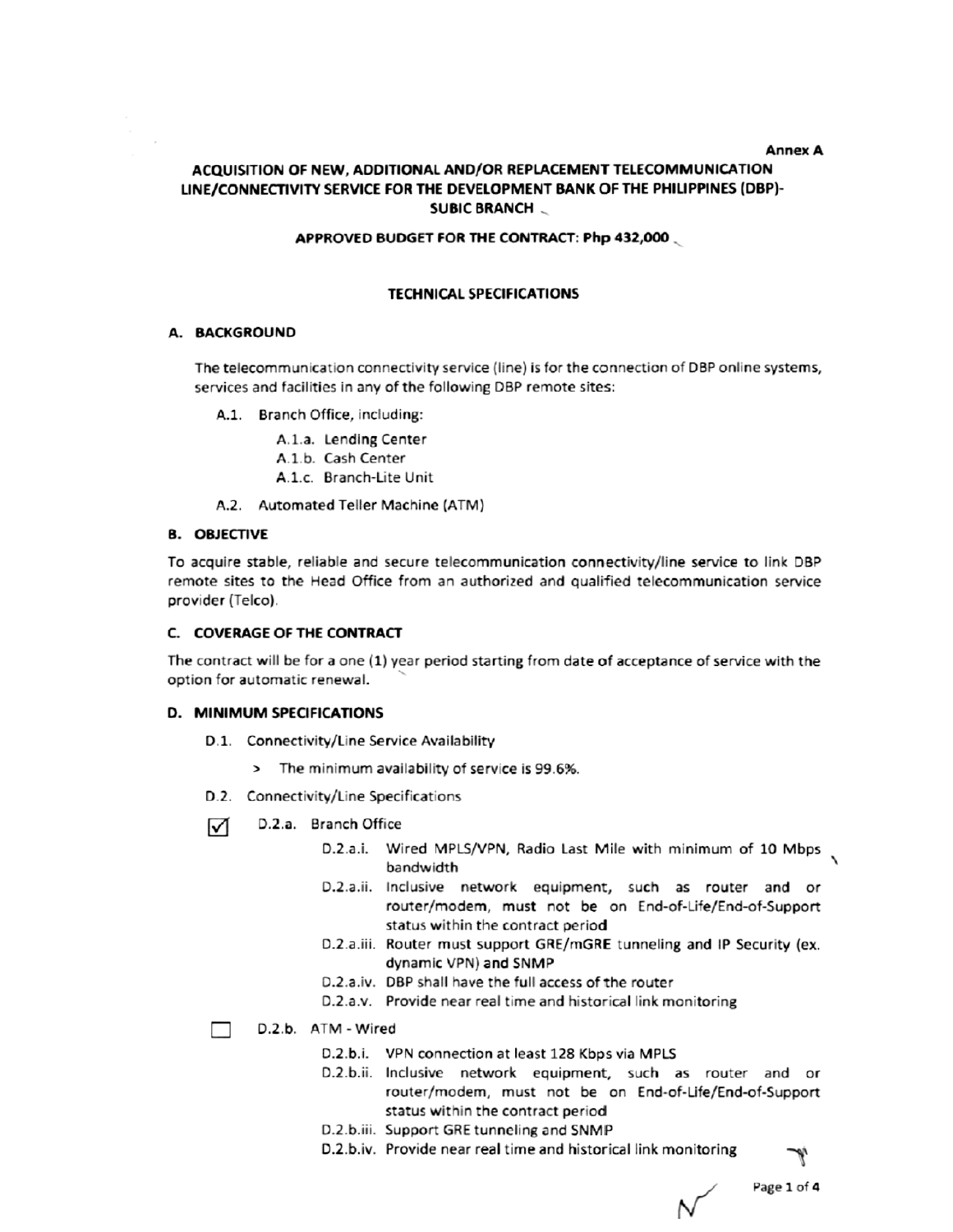Annex A

# ACQUISITION OF NEW, ADDITIONAL AND/OR REPLACEMENT TELECOMMUNICATION LINE/CONNECTIVITY SERVICE FOR THE DEVELOPMENT BANK OF THE PHILIPPINES (DBP)-SUBIC BRANCH

**APPROVED BUDGET FOR THE CONTRACT: Php 432,000**

## TECHNICAL SPECIFICATIONS

### A. BACKGROUND

The telecommunication connectivity service (line) is for the connection of DBP online systems, services and facilities in any of the following DBP remote sites:

- A.1. Branch Office, including:
  - A.1.a. Lending Center
  - A.1.b. Cash Center
  - A.1.c. Branch-Lite Unit
- A.2. Automated Teller Machine (ATM)

### B. OBJECTIVE

To acquire stable, reliable and secure telecommunication connectivity/line service to link DBP remote sites to the Head Office from an authorized and qualified telecommunication service provider (Telco).

### C. COVERAGE OF THE CONTRACT

The contract will be for a one (1) year period starting from date of acceptance of service with the option for automatic renewal.

### D. MINIMUM SPECIFICATIONS

- D.1. Connectivity/Line Service Availability
  - > The minimum availability of service is 99.6%.
- D.2. Connectivity/Line Specifications

☑ D.2.a. Branch Office

- D.2.a.i. Wired MPLS/VPN, Radio Last Mile with minimum of 10 Mbps bandwidth
- D.2.a.ii. Inclusive network equipment, such as router and or router/modem, must not be on End-of-Life/End-of-Support status within the contract period
- D.2.a.iii. Router must support GRE/mGRE tunneling and IP Security (ex. dynamic VPN) and SNMP
- D.2.a.iv. DBP shall have the full access of the router
- D.2.a.v. Provide near real time and historical link monitoring

☐ D.2.b. ATM - Wired

- D.2.b.i. VPN connection at least 128 Kbps via MPLS
- D.2.b.ii. Inclusive network equipment, such as router and or router/modem, must not be on End-of-Life/End-of-Support status within the contract period
- D.2.b.iii. Support GRE tunneling and SNMP
- D.2.b.iv. Provide near real time and historical link monitoring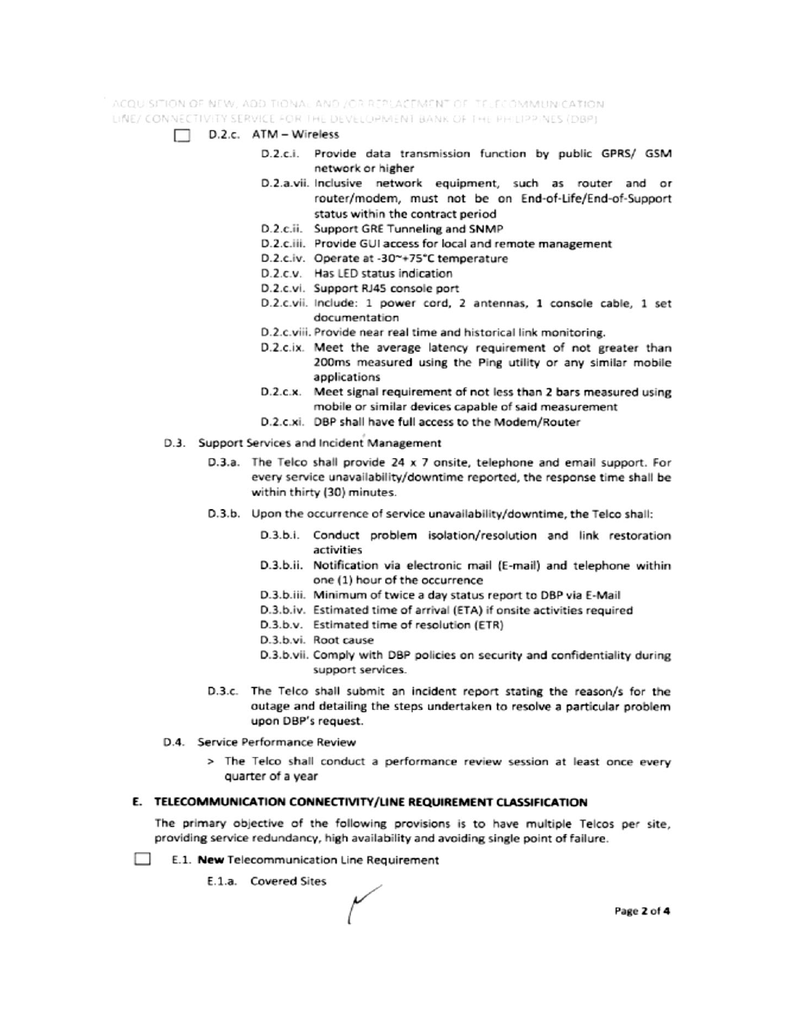☐ D.2.c. ATM – Wireless

- D.2.c.i. Provide data transmission function by public GPRS/ GSM network or higher
- D.2.a.vii. Inclusive network equipment, such as router and or router/modem, must not be on End-of-Life/End-of-Support status within the contract period
- D.2.c.ii. Support GRE Tunneling and SNMP
- D.2.c.iii. Provide GUI access for local and remote management
- D.2.c.iv. Operate at -30~+75°C temperature
- D.2.c.v. Has LED status indication
- D.2.c.vi. Support RJ45 console port
- D.2.c.vii. Include: 1 power cord, 2 antennas, 1 console cable, 1 set documentation
- D.2.c.viii. Provide near real time and historical link monitoring.
- D.2.c.ix. Meet the average latency requirement of not greater than 200ms measured using the Ping utility or any similar mobile applications
- D.2.c.x. Meet signal requirement of not less than 2 bars measured using mobile or similar devices capable of said measurement
- D.2.c.xi. DBP shall have full access to the Modem/Router

D.3. Support Services and Incident Management

- D.3.a. The Telco shall provide 24 x 7 onsite, telephone and email support. For every service unavailability/downtime reported, the response time shall be within thirty (30) minutes.
- D.3.b. Upon the occurrence of service unavailability/downtime, the Telco shall:
  - D.3.b.i. Conduct problem isolation/resolution and link restoration activities
  - D.3.b.ii. Notification via electronic mail (E-mail) and telephone within one (1) hour of the occurrence
  - D.3.b.iii. Minimum of twice a day status report to DBP via E-Mail
  - D.3.b.iv. Estimated time of arrival (ETA) if onsite activities required
  - D.3.b.v. Estimated time of resolution (ETR)
  - D.3.b.vi. Root cause
  - D.3.b.vii. Comply with DBP policies on security and confidentiality during support services.
- D.3.c. The Telco shall submit an incident report stating the reason/s for the outage and detailing the steps undertaken to resolve a particular problem upon DBP's request.

D.4. Service Performance Review

> The Telco shall conduct a performance review session at least once every quarter of a year

## E. TELECOMMUNICATION CONNECTIVITY/LINE REQUIREMENT CLASSIFICATION

The primary objective of the following provisions is to have multiple Telcos per site, providing service redundancy, high availability and avoiding single point of failure.

☐ E.1. **New** Telecommunication Line Requirement

E.1.a. Covered Sites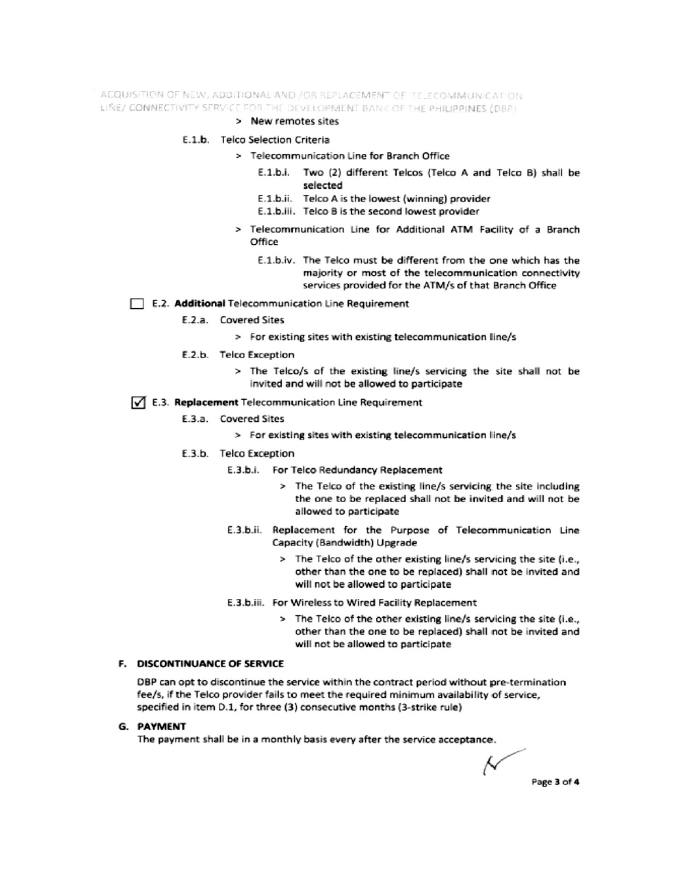> New remotes sites

E.1.b. Telco Selection Criteria

> Telecommunication Line for Branch Office

E.1.b.i. Two (2) different Telcos (Telco A and Telco B) shall be selected

E.1.b.ii. Telco A is the lowest (winning) provider

E.1.b.iii. Telco B is the second lowest provider

> Telecommunication Line for Additional ATM Facility of a Branch Office

E.1.b.iv. The Telco must be different from the one which has the majority or most of the telecommunication connectivity services provided for the ATM/s of that Branch Office

☐ E.2. **Additional** Telecommunication Line Requirement

E.2.a. Covered Sites

> For existing sites with existing telecommunication line/s

E.2.b. Telco Exception

> The Telco/s of the existing line/s servicing the site shall not be invited and will not be allowed to participate

☑ E.3. **Replacement** Telecommunication Line Requirement

E.3.a. Covered Sites

> For existing sites with existing telecommunication line/s

E.3.b. Telco Exception

E.3.b.i. For Telco Redundancy Replacement

> The Telco of the existing line/s servicing the site including the one to be replaced shall not be invited and will not be allowed to participate

E.3.b.ii. Replacement for the Purpose of Telecommunication Line Capacity (Bandwidth) Upgrade

> The Telco of the other existing line/s servicing the site (i.e., other than the one to be replaced) shall not be invited and will not be allowed to participate

E.3.b.iii. For Wireless to Wired Facility Replacement

> The Telco of the other existing line/s servicing the site (i.e., other than the one to be replaced) shall not be invited and will not be allowed to participate

## F. DISCONTINUANCE OF SERVICE

DBP can opt to discontinue the service within the contract period without pre-termination fee/s, if the Telco provider fails to meet the required minimum availability of service, specified in item D.1, for three (3) consecutive months (3-strike rule)

## G. PAYMENT

The payment shall be in a monthly basis every after the service acceptance.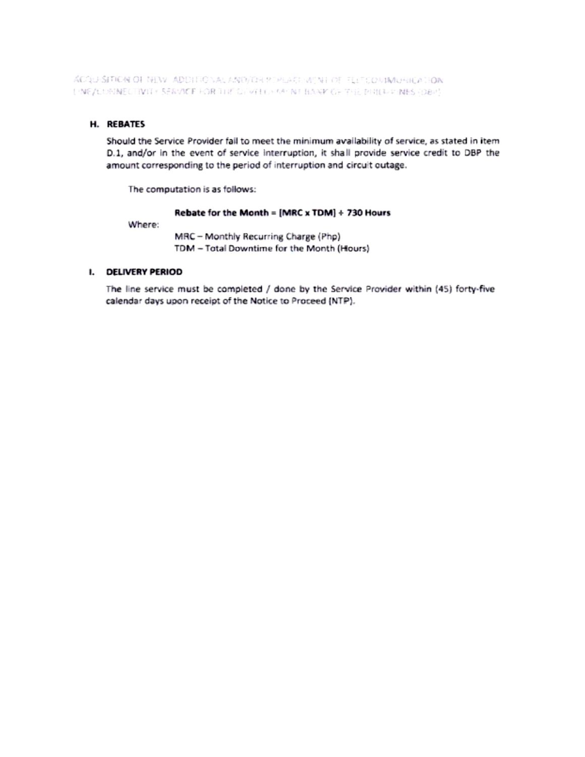## H. REBATES

Should the Service Provider fail to meet the minimum availability of service, as stated in item D.1, and/or in the event of service interruption, it shall provide service credit to DBP the amount corresponding to the period of interruption and circuit outage.

The computation is as follows:

**Rebate for the Month = [MRC x TDM] ÷ 730 Hours**

Where:

MRC – Monthly Recurring Charge (Php)
TDM – Total Downtime for the Month (Hours)

## I. DELIVERY PERIOD

The line service must be completed / done by the Service Provider within (45) forty-five calendar days upon receipt of the Notice to Proceed (NTP).